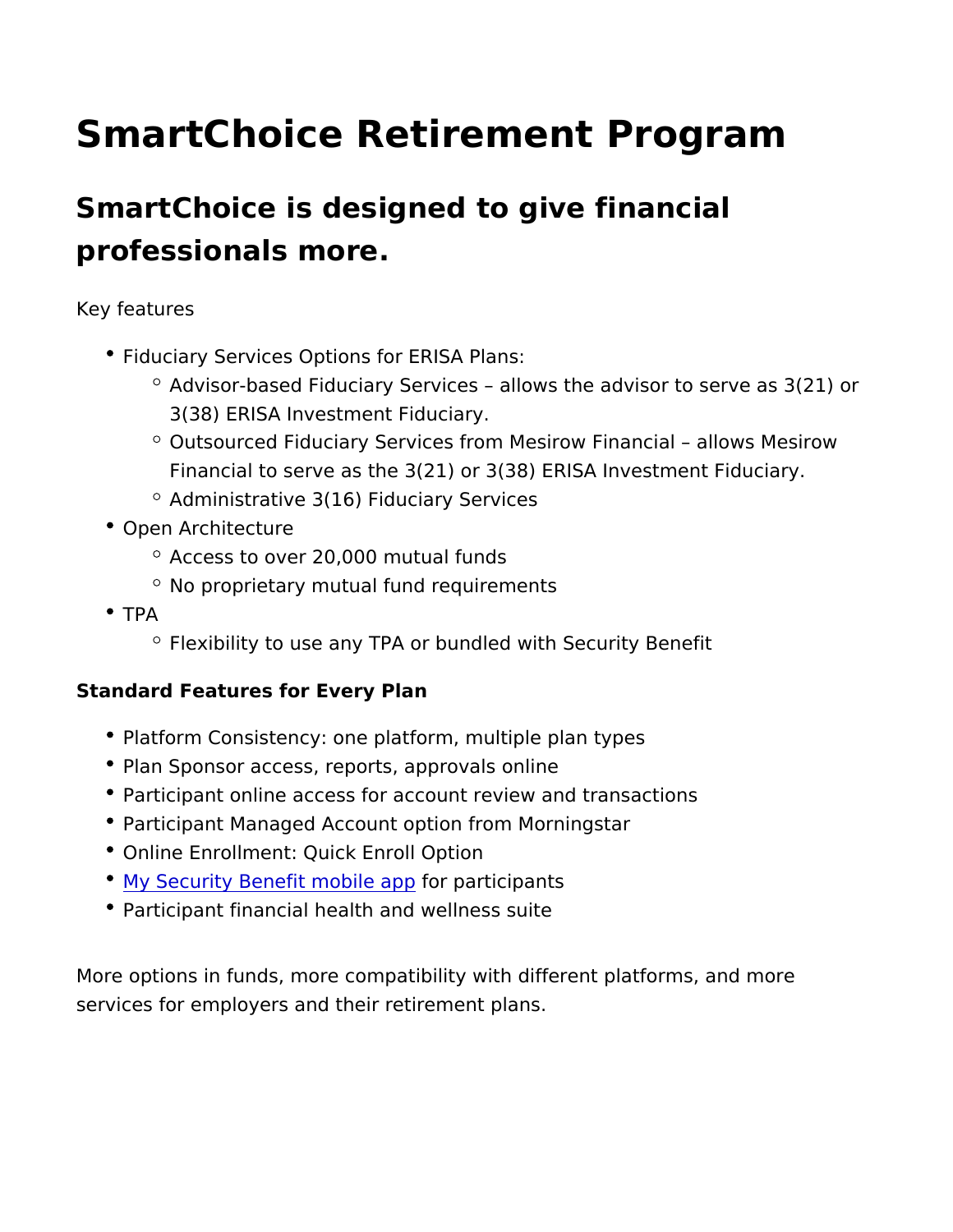# SmartChoice Retirement Program

## SmartChoice is designed to give financial professionals more.

Key features

- Fiduciary Services Options for ERISA Plans:
  - Advisor-based Fiduciary Services – allows the advisor to serve as 3(21) or 3(38) ERISA Investment Fiduciary.
  - Outsourced Fiduciary Services from Mesirow Financial – allows Mesirow Financial to serve as the 3(21) or 3(38) ERISA Investment Fiduciary.
  - Administrative 3(16) Fiduciary Services
- Open Architecture
  - Access to over 20,000 mutual funds
  - No proprietary mutual fund requirements
- TPA
  - Flexibility to use any TPA or bundled with Security Benefit

**Standard Features for Every Plan**

- Platform Consistency: one platform, multiple plan types
- Plan Sponsor access, reports, approvals online
- Participant online access for account review and transactions
- Participant Managed Account option from Morningstar
- Online Enrollment: Quick Enroll Option
- My Security Benefit mobile app for participants
- Participant financial health and wellness suite

More options in funds, more compatibility with different platforms, and more services for employers and their retirement plans.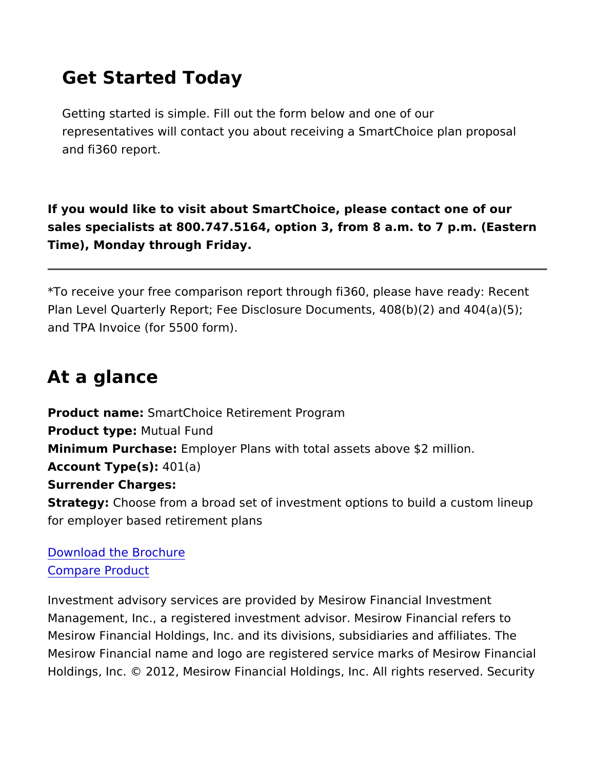## Get Started Today

Getting started is simple. Fill out the form below and one of our representatives will contact you about receiving a SmartChoice plan proposal and fi360 report.

**If you would like to visit about SmartChoice, please contact one of our sales specialists at 800.747.5164, option 3, from 8 a.m. to 7 p.m. (Eastern Time), Monday through Friday.**

---

*To receive your free comparison report through fi360, please have ready: Recent Plan Level Quarterly Report; Fee Disclosure Documents, 408(b)(2) and 404(a)(5); and TPA Invoice (for 5500 form).

## At a glance

**Product name:** SmartChoice Retirement Program
**Product type:** Mutual Fund
**Minimum Purchase:** Employer Plans with total assets above $2 million.
**Account Type(s):** 401(a)
**Surrender Charges:**
**Strategy:** Choose from a broad set of investment options to build a custom lineup for employer based retirement plans

Download the Brochure
Compare Product

Investment advisory services are provided by Mesirow Financial Investment Management, Inc., a registered investment advisor. Mesirow Financial refers to Mesirow Financial Holdings, Inc. and its divisions, subsidiaries and affiliates. The Mesirow Financial name and logo are registered service marks of Mesirow Financial Holdings, Inc. © 2012, Mesirow Financial Holdings, Inc. All rights reserved. Security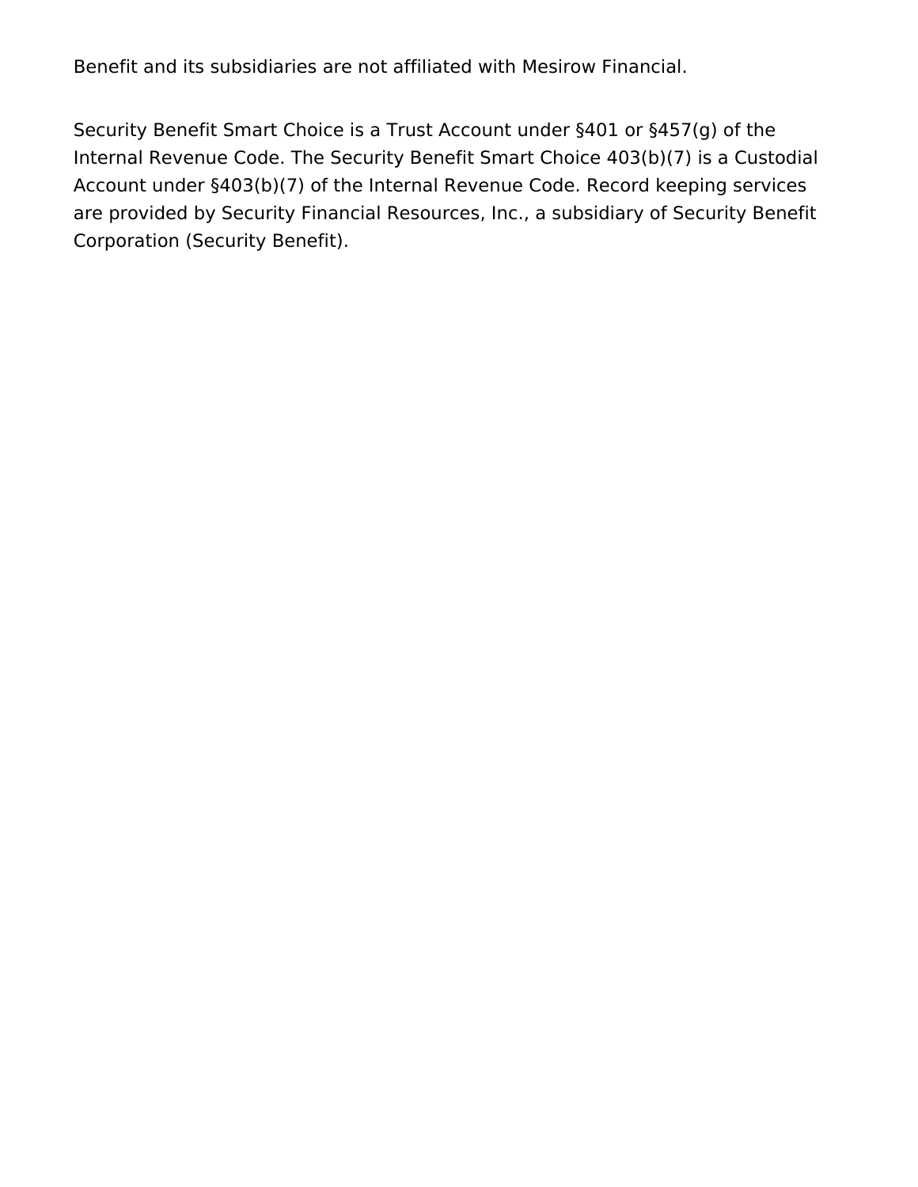Benefit and its subsidiaries are not affiliated with Mesirow Financial.

Security Benefit Smart Choice is a Trust Account under §401 or §457(g) of the Internal Revenue Code. The Security Benefit Smart Choice 403(b)(7) is a Custodial Account under §403(b)(7) of the Internal Revenue Code. Record keeping services are provided by Security Financial Resources, Inc., a subsidiary of Security Benefit Corporation (Security Benefit).